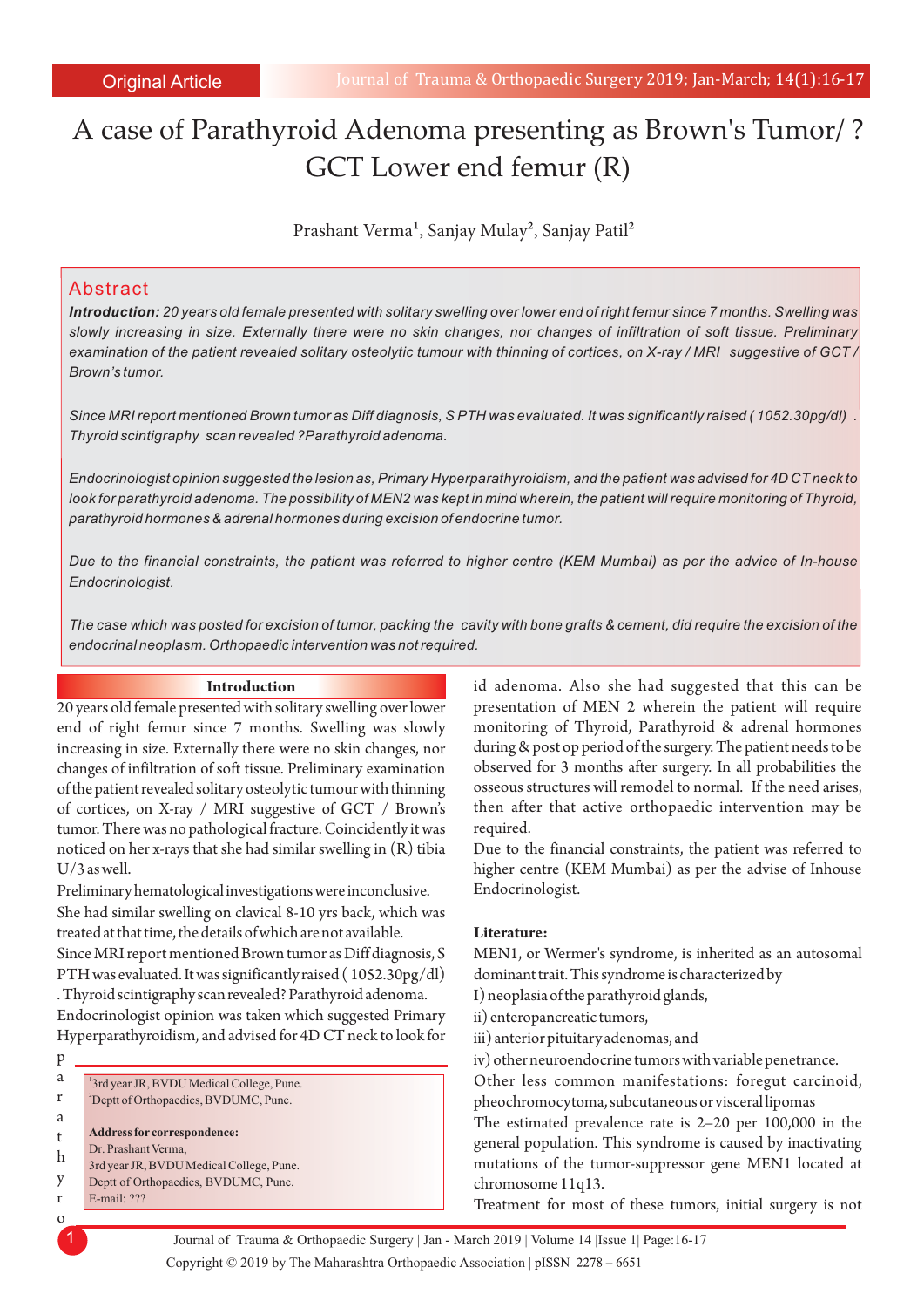Original Article

# A case of Parathyroid Adenoma presenting as Brown's Tumor/ ? GCT Lower end femur (R)

Prashant Verma[1], Sanjay Mulay[2], Sanjay Patil[2]

## Abstract

***Introduction:*** *20 years old female presented with solitary swelling over lower end of right femur since 7 months. Swelling was slowly increasing in size. Externally there were no skin changes, nor changes of infiltration of soft tissue. Preliminary examination of the patient revealed solitary osteolytic tumour with thinning of cortices, on X-ray / MRI suggestive of GCT / Brown's tumor.*

*Since MRI report mentioned Brown tumor as Diff diagnosis, S PTH was evaluated. It was significantly raised ( 1052.30pg/dl) . Thyroid scintigraphy scan revealed ?Parathyroid adenoma.*

*Endocrinologist opinion suggested the lesion as, Primary Hyperparathyroidism, and the patient was advised for 4D CT neck to look for parathyroid adenoma. The possibility of MEN2 was kept in mind wherein, the patient will require monitoring of Thyroid, parathyroid hormones & adrenal hormones during excision of endocrine tumor.*

*Due to the financial constraints, the patient was referred to higher centre (KEM Mumbai) as per the advice of In-house Endocrinologist.*

*The case which was posted for excision of tumor, packing the cavity with bone grafts & cement, did require the excision of the endocrinal neoplasm. Orthopaedic intervention was not required.*

## Introduction

20 years old female presented with solitary swelling over lower end of right femur since 7 months. Swelling was slowly increasing in size. Externally there were no skin changes, nor changes of infiltration of soft tissue. Preliminary examination of the patient revealed solitary osteolytic tumour with thinning of cortices, on X-ray / MRI suggestive of GCT / Brown's tumor. There was no pathological fracture. Coincidently it was noticed on her x-rays that she had similar swelling in (R) tibia U/3 as well.

Preliminary hematological investigations were inconclusive.

She had similar swelling on clavical 8-10 yrs back, which was treated at that time, the details of which are not available.

Since MRI report mentioned Brown tumor as Diff diagnosis, S PTH was evaluated. It was significantly raised ( 1052.30pg/dl) . Thyroid scintigraphy scan revealed? Parathyroid adenoma.

Endocrinologist opinion was taken which suggested Primary Hyperparathyroidism, and advised for 4D CT neck to look for parathyroid adenoma. Also she had suggested that this can be presentation of MEN 2 wherein the patient will require monitoring of Thyroid, Parathyroid & adrenal hormones during & post op period of the surgery. The patient needs to be observed for 3 months after surgery. In all probabilities the osseous structures will remodel to normal. If the need arises, then after that active orthopaedic intervention may be required.

Due to the financial constraints, the patient was referred to higher centre (KEM Mumbai) as per the advise of Inhouse Endocrinologist.

### Literature:

MEN1, or Wermer's syndrome, is inherited as an autosomal dominant trait. This syndrome is characterized by

I) neoplasia of the parathyroid glands,

ii) enteropancreatic tumors,

iii) anterior pituitary adenomas, and

iv) other neuroendocrine tumors with variable penetrance.

Other less common manifestations: foregut carcinoid, pheochromocytoma, subcutaneous or visceral lipomas

The estimated prevalence rate is 2–20 per 100,000 in the general population. This syndrome is caused by inactivating mutations of the tumor-suppressor gene MEN1 located at chromosome 11q13.

Treatment for most of these tumors, initial surgery is not

---

[1]3rd year JR, BVDU Medical College, Pune.
[2]Deptt of Orthopaedics, BVDUMC, Pune.

**Address for correspondence:**
Dr. Prashant Verma,
3rd year JR, BVDU Medical College, Pune.
Deptt of Orthopaedics, BVDUMC, Pune.
E-mail: ???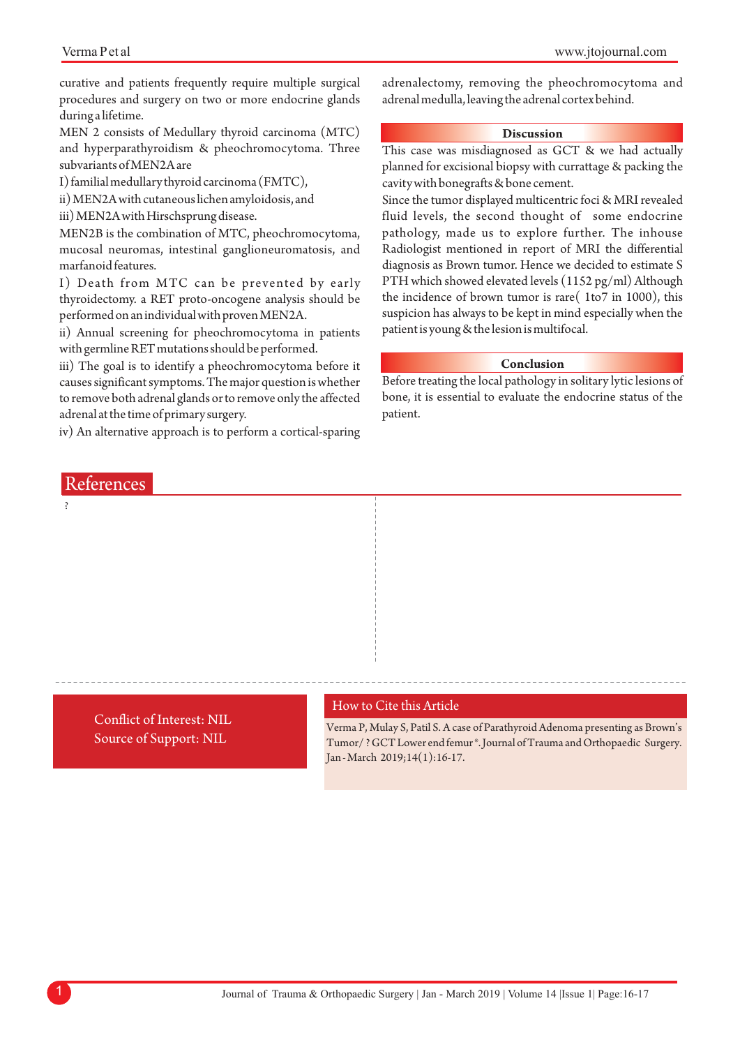curative and patients frequently require multiple surgical procedures and surgery on two or more endocrine glands during a lifetime.

MEN 2 consists of Medullary thyroid carcinoma (MTC) and hyperparathyroidism & pheochromocytoma. Three subvariants of MEN2A are

I) familial medullary thyroid carcinoma (FMTC),

ii) MEN2A with cutaneous lichen amyloidosis, and

iii) MEN2A with Hirschsprung disease.

MEN2B is the combination of MTC, pheochromocytoma, mucosal neuromas, intestinal ganglioneuromatosis, and marfanoid features.

I) Death from MTC can be prevented by early thyroidectomy. a RET proto-oncogene analysis should be performed on an individual with proven MEN2A.

ii) Annual screening for pheochromocytoma in patients with germline RET mutations should be performed.

iii) The goal is to identify a pheochromocytoma before it causes significant symptoms. The major question is whether to remove both adrenal glands or to remove only the affected adrenal at the time of primary surgery.

iv) An alternative approach is to perform a cortical-sparing adrenalectomy, removing the pheochromocytoma and adrenal medulla, leaving the adrenal cortex behind.

## Discussion

This case was misdiagnosed as GCT & we had actually planned for excisional biopsy with currattage & packing the cavity with bonegrafts & bone cement.

Since the tumor displayed multicentric foci & MRI revealed fluid levels, the second thought of some endocrine pathology, made us to explore further. The inhouse Radiologist mentioned in report of MRI the differential diagnosis as Brown tumor. Hence we decided to estimate S PTH which showed elevated levels (1152 pg/ml) Although the incidence of brown tumor is rare( 1to7 in 1000), this suspicion has always to be kept in mind especially when the patient is young & the lesion is multifocal.

## Conclusion

Before treating the local pathology in solitary lytic lesions of bone, it is essential to evaluate the endocrine status of the patient.

## References

?

Conflict of Interest: NIL
Source of Support: NIL

### How to Cite this Article

Verma P, Mulay S, Patil S. A case of Parathyroid Adenoma presenting as Brown's Tumor/ ? GCT Lower end femur". Journal of Trauma and Orthopaedic Surgery. Jan - March 2019;14(1):16-17.